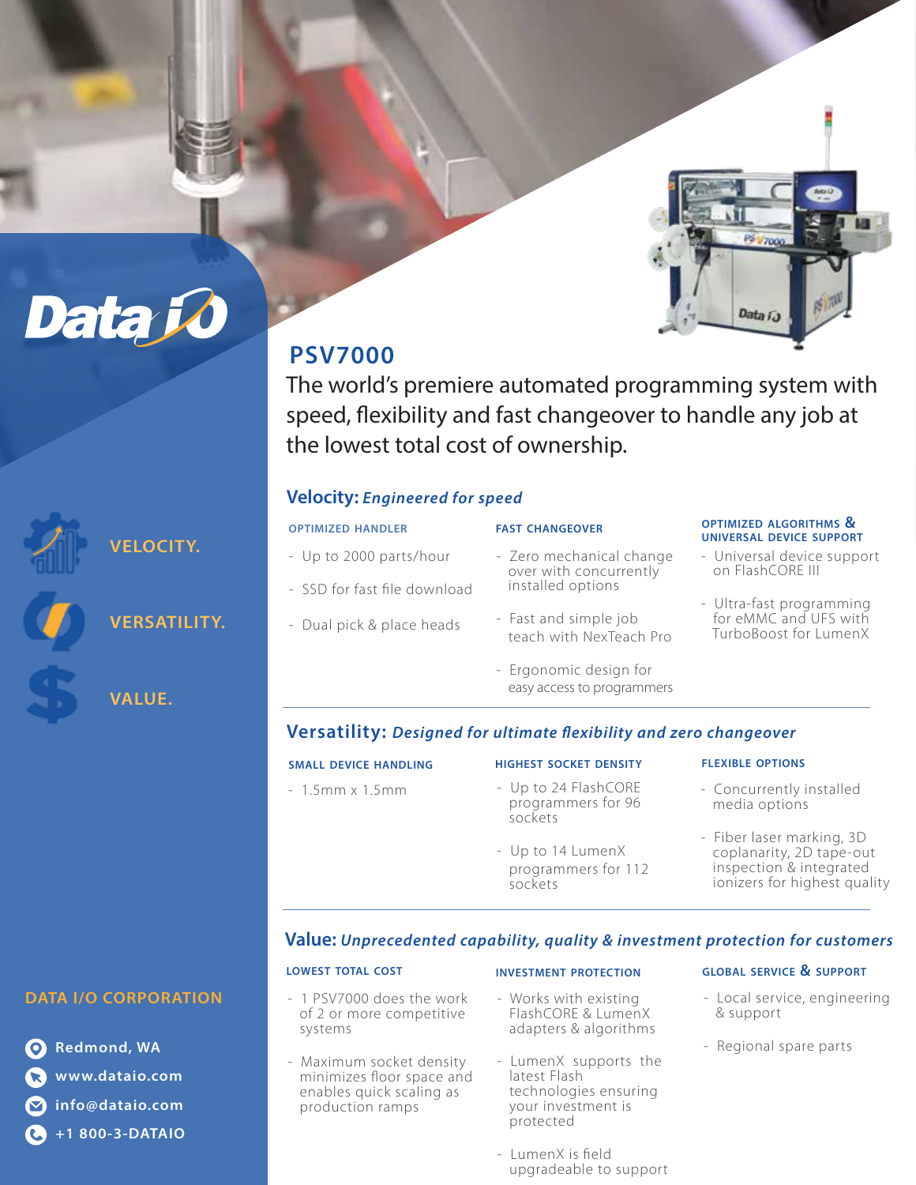# PSV7000

The world's premiere automated programming system with speed, flexibility and fast changeover to handle any job at the lowest total cost of ownership.

## Velocity: *Engineered for speed*

### OPTIMIZED HANDLER

- Up to 2000 parts/hour
- SSD for fast file download
- Dual pick & place heads

### FAST CHANGEOVER

- Zero mechanical change over with concurrently installed options
- Fast and simple job teach with NexTeach Pro
- Ergonomic design for easy access to programmers

### OPTIMIZED ALGORITHMS & UNIVERSAL DEVICE SUPPORT

- Universal device support on FlashCORE III
- Ultra-fast programming for eMMC and UFS with TurboBoost for LumenX

## Versatility: *Designed for ultimate flexibility and zero changeover*

### SMALL DEVICE HANDLING

- 1.5mm x 1.5mm

### HIGHEST SOCKET DENSITY

- Up to 24 FlashCORE programmers for 96 sockets
- Up to 14 LumenX programmers for 112 sockets

### FLEXIBLE OPTIONS

- Concurrently installed media options
- Fiber laser marking, 3D coplanarity, 2D tape-out inspection & integrated ionizers for highest quality

## Value: *Unprecedented capability, quality & investment protection for customers*

### LOWEST TOTAL COST

- 1 PSV7000 does the work of 2 or more competitive systems
- Maximum socket density minimizes floor space and enables quick scaling as production ramps

### INVESTMENT PROTECTION

- Works with existing FlashCORE & LumenX adapters & algorithms
- LumenX supports the latest Flash technologies ensuring your investment is protected
- LumenX is field upgradeable to support

### GLOBAL SERVICE & SUPPORT

- Local service, engineering & support
- Regional spare parts

VELOCITY.

VERSATILITY.

VALUE.

**DATA I/O CORPORATION**

- Redmond, WA
- www.dataio.com
- info@dataio.com
- +1 800-3-DATAIO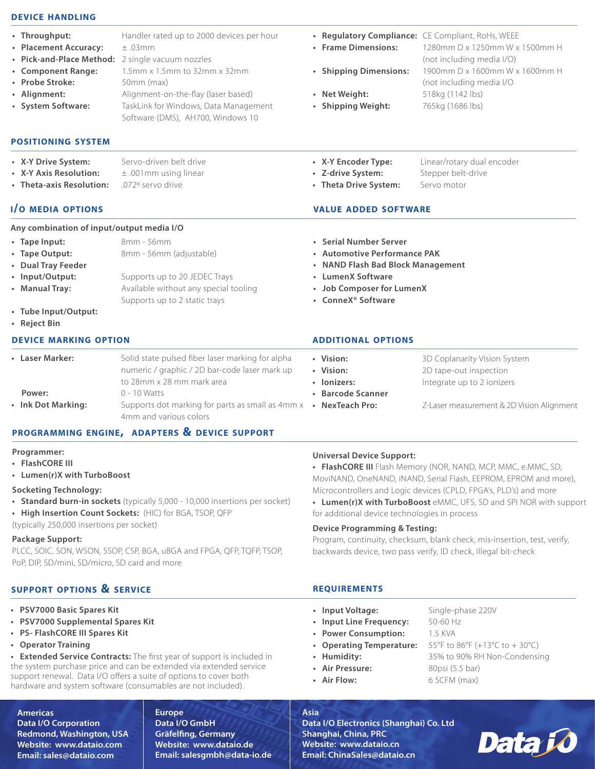## DEVICE HANDLING

- **Throughput:** Handler rated up to 2000 devices per hour
- **Placement Accuracy:** ± .03mm
- **Pick-and-Place Method:** 2 single vacuum nozzles
- **Component Range:** 1.5mm x 1.5mm to 32mm x 32mm
- **Probe Stroke:** 50mm (max)
- **Alignment:** Alignment-on-the-flay (laser based)
- **System Software:** TaskLink for Windows, Data Management Software (DMS), AH700, Windows 10
- **Regulatory Compliance:** CE Compliant, RoHs, WEEE
- **Frame Dimensions:** 1280mm D x 1250mm W x 1500mm H (not including media I/O)
- **Shipping Dimensions:** 1900mm D x 1600mm W x 1600mm H (not including media I/O
- **Net Weight:** 518kg (1142 lbs)
- **Shipping Weight:** 765kg (1686 lbs)

## POSITIONING SYSTEM

- **X-Y Drive System:** Servo-driven belt drive
- **X-Y Axis Resolution:** ± .001mm using linear
- **Theta-axis Resolution:** .072º servo drive
- **X-Y Encoder Type:** Linear/rotary dual encoder
- **Z-drive System:** Stepper belt-drive
- **Theta Drive System:** Servo motor

## I/O MEDIA OPTIONS

**Any combination of input/output media I/O**

- **Tape Input:** 8mm - 56mm
- **Tape Output:** 8mm - 56mm (adjustable)
- **Dual Tray Feeder**
- **Input/Output:** Supports up to 20 JEDEC Trays
- **Manual Tray:** Available without any special tooling
  Supports up to 2 static trays
- **Tube Input/Output:**
- **Reject Bin**

## VALUE ADDED SOFTWARE

- **Serial Number Server**
- **Automotive Performance PAK**
- **NAND Flash Bad Block Management**
- **LumenX Software**
- **Job Composer for LumenX**
- **ConneX® Software**

## DEVICE MARKING OPTION

- **Laser Marker:** Solid state pulsed fiber laser marking for alpha numeric / graphic / 2D bar-code laser mark up to 28mm x 28 mm mark area
  **Power:** 0 - 10 Watts
- **Ink Dot Marking:** Supports dot marking for parts as small as 4mm x 4mm and various colors

## ADDITIONAL OPTIONS

- **Vision:** 3D Coplanarity Vision System
- **Vision:** 2D tape-out inspection
- **Ionizers:** Integrate up to 2 ionizers
- **Barcode Scanner**
- **NexTeach Pro:** Z-Laser measurement & 2D Vision Alignment

## PROGRAMMING ENGINE, ADAPTERS & DEVICE SUPPORT

**Programmer:**
- **FlashCORE III**
- **Lumen(r)X with TurboBoost**

**Socketing Technology:**
- **Standard burn-in sockets** (typically 5,000 - 10,000 insertions per socket)
- **High Insertion Count Sockets:** (HIC) for BGA, TSOP, QFP

(typically 250,000 insertions per socket)

**Package Support:**

PLCC, SOIC, SON, WSON, SSOP, CSP, BGA, uBGA and FPGA, QFP, TQFP, TSOP, PoP, DIP, SD/mini, SD/micro, SD card and more

**Universal Device Support:**

- **FlashCORE III** Flash Memory (NOR, NAND, MCP, MMC, e.MMC, SD, MoviNAND, OneNAND, iNAND, Serial Flash, EEPROM, EPROM and more), Microcontrollers and Logic devices (CPLD, FPGA's, PLD's) and more
- **Lumen(r)X with TurboBoost** eMMC, UFS, SD and SPI NOR with support for additional device technologies in process

**Device Programming & Testing:**

Program, continuity, checksum, blank check, mis-insertion, test, verify, backwards device, two pass verify, ID check, Illegal bit-check

## SUPPORT OPTIONS & SERVICE

- **PSV7000 Basic Spares Kit**
- **PSV7000 Supplemental Spares Kit**
- **PS- FlashCORE III Spares Kit**
- **Operator Training**
- **Extended Service Contracts:** The first year of support is included in the system purchase price and can be extended via extended service support renewal. Data I/O offers a suite of options to cover both hardware and system software (consumables are not included).

## REQUIREMENTS

- **Input Voltage:** Single-phase 220V
- **Input Line Frequency:** 50-60 Hz
- **Power Consumption:** 1.5 KVA
- **Operating Temperature:** 55°F to 86°F (+13°C to + 30°C)
- **Humidity:** 35% to 90% RH Non-Condensing
- **Air Pressure:** 80psi (5.5 bar)
- **Air Flow:** 6 SCFM (max)

**Americas**
**Data I/O Corporation**
**Redmond, Washington, USA**
**Website: www.dataio.com**
**Email: sales@dataio.com**

**Europe**
**Data I/O GmbH**
**Gräfelfing, Germany**
**Website: www.dataio.de**
**Email: salesgmbh@data-io.de**

**Asia**
**Data I/O Electronics (Shanghai) Co. Ltd**
**Shanghai, China, PRC**
**Website: www.dataio.cn**
**Email: ChinaSales@dataio.cn**

Data I/O